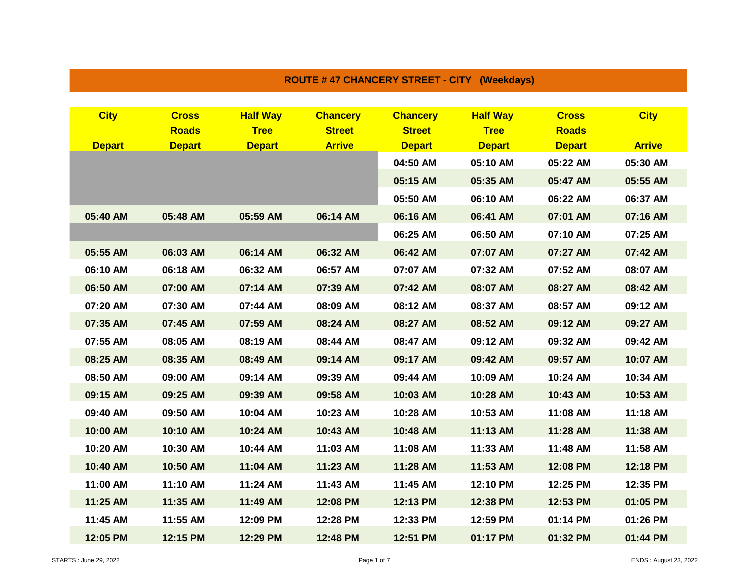# ROUTE # 47 CHANCERY STREET - CITY (Weekdays)

| City Depart | Cross Roads Depart | Half Way Tree Depart | Chancery Street Arrive | Chancery Street Depart | Half Way Tree Depart | Cross Roads Depart | City Arrive |
|---|---|---|---|---|---|---|---|
| | | | | 04:50 AM | 05:10 AM | 05:22 AM | 05:30 AM |
| | | | | 05:15 AM | 05:35 AM | 05:47 AM | 05:55 AM |
| | | | | 05:50 AM | 06:10 AM | 06:22 AM | 06:37 AM |
| 05:40 AM | 05:48 AM | 05:59 AM | 06:14 AM | 06:16 AM | 06:41 AM | 07:01 AM | 07:16 AM |
| | | | | 06:25 AM | 06:50 AM | 07:10 AM | 07:25 AM |
| 05:55 AM | 06:03 AM | 06:14 AM | 06:32 AM | 06:42 AM | 07:07 AM | 07:27 AM | 07:42 AM |
| 06:10 AM | 06:18 AM | 06:32 AM | 06:57 AM | 07:07 AM | 07:32 AM | 07:52 AM | 08:07 AM |
| 06:50 AM | 07:00 AM | 07:14 AM | 07:39 AM | 07:42 AM | 08:07 AM | 08:27 AM | 08:42 AM |
| 07:20 AM | 07:30 AM | 07:44 AM | 08:09 AM | 08:12 AM | 08:37 AM | 08:57 AM | 09:12 AM |
| 07:35 AM | 07:45 AM | 07:59 AM | 08:24 AM | 08:27 AM | 08:52 AM | 09:12 AM | 09:27 AM |
| 07:55 AM | 08:05 AM | 08:19 AM | 08:44 AM | 08:47 AM | 09:12 AM | 09:32 AM | 09:42 AM |
| 08:25 AM | 08:35 AM | 08:49 AM | 09:14 AM | 09:17 AM | 09:42 AM | 09:57 AM | 10:07 AM |
| 08:50 AM | 09:00 AM | 09:14 AM | 09:39 AM | 09:44 AM | 10:09 AM | 10:24 AM | 10:34 AM |
| 09:15 AM | 09:25 AM | 09:39 AM | 09:58 AM | 10:03 AM | 10:28 AM | 10:43 AM | 10:53 AM |
| 09:40 AM | 09:50 AM | 10:04 AM | 10:23 AM | 10:28 AM | 10:53 AM | 11:08 AM | 11:18 AM |
| 10:00 AM | 10:10 AM | 10:24 AM | 10:43 AM | 10:48 AM | 11:13 AM | 11:28 AM | 11:38 AM |
| 10:20 AM | 10:30 AM | 10:44 AM | 11:03 AM | 11:08 AM | 11:33 AM | 11:48 AM | 11:58 AM |
| 10:40 AM | 10:50 AM | 11:04 AM | 11:23 AM | 11:28 AM | 11:53 AM | 12:08 PM | 12:18 PM |
| 11:00 AM | 11:10 AM | 11:24 AM | 11:43 AM | 11:45 AM | 12:10 PM | 12:25 PM | 12:35 PM |
| 11:25 AM | 11:35 AM | 11:49 AM | 12:08 PM | 12:13 PM | 12:38 PM | 12:53 PM | 01:05 PM |
| 11:45 AM | 11:55 AM | 12:09 PM | 12:28 PM | 12:33 PM | 12:59 PM | 01:14 PM | 01:26 PM |
| 12:05 PM | 12:15 PM | 12:29 PM | 12:48 PM | 12:51 PM | 01:17 PM | 01:32 PM | 01:44 PM |

STARTS : June 29, 2022

ENDS : August 23, 2022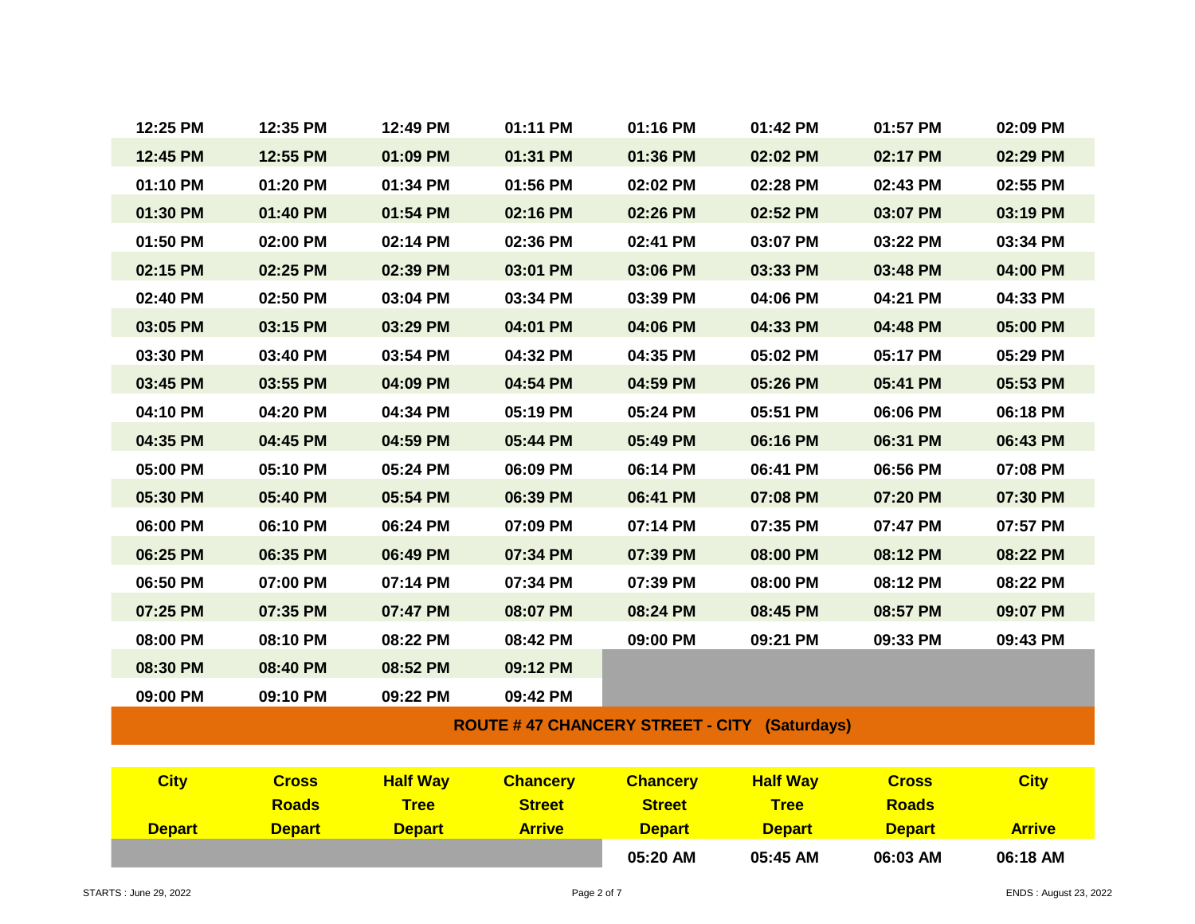| | | | | | | | |
|---|---|---|---|---|---|---|---|
| 12:25 PM | 12:35 PM | 12:49 PM | 01:11 PM | 01:16 PM | 01:42 PM | 01:57 PM | 02:09 PM |
| 12:45 PM | 12:55 PM | 01:09 PM | 01:31 PM | 01:36 PM | 02:02 PM | 02:17 PM | 02:29 PM |
| 01:10 PM | 01:20 PM | 01:34 PM | 01:56 PM | 02:02 PM | 02:28 PM | 02:43 PM | 02:55 PM |
| 01:30 PM | 01:40 PM | 01:54 PM | 02:16 PM | 02:26 PM | 02:52 PM | 03:07 PM | 03:19 PM |
| 01:50 PM | 02:00 PM | 02:14 PM | 02:36 PM | 02:41 PM | 03:07 PM | 03:22 PM | 03:34 PM |
| 02:15 PM | 02:25 PM | 02:39 PM | 03:01 PM | 03:06 PM | 03:33 PM | 03:48 PM | 04:00 PM |
| 02:40 PM | 02:50 PM | 03:04 PM | 03:34 PM | 03:39 PM | 04:06 PM | 04:21 PM | 04:33 PM |
| 03:05 PM | 03:15 PM | 03:29 PM | 04:01 PM | 04:06 PM | 04:33 PM | 04:48 PM | 05:00 PM |
| 03:30 PM | 03:40 PM | 03:54 PM | 04:32 PM | 04:35 PM | 05:02 PM | 05:17 PM | 05:29 PM |
| 03:45 PM | 03:55 PM | 04:09 PM | 04:54 PM | 04:59 PM | 05:26 PM | 05:41 PM | 05:53 PM |
| 04:10 PM | 04:20 PM | 04:34 PM | 05:19 PM | 05:24 PM | 05:51 PM | 06:06 PM | 06:18 PM |
| 04:35 PM | 04:45 PM | 04:59 PM | 05:44 PM | 05:49 PM | 06:16 PM | 06:31 PM | 06:43 PM |
| 05:00 PM | 05:10 PM | 05:24 PM | 06:09 PM | 06:14 PM | 06:41 PM | 06:56 PM | 07:08 PM |
| 05:30 PM | 05:40 PM | 05:54 PM | 06:39 PM | 06:41 PM | 07:08 PM | 07:20 PM | 07:30 PM |
| 06:00 PM | 06:10 PM | 06:24 PM | 07:09 PM | 07:14 PM | 07:35 PM | 07:47 PM | 07:57 PM |
| 06:25 PM | 06:35 PM | 06:49 PM | 07:34 PM | 07:39 PM | 08:00 PM | 08:12 PM | 08:22 PM |
| 06:50 PM | 07:00 PM | 07:14 PM | 07:34 PM | 07:39 PM | 08:00 PM | 08:12 PM | 08:22 PM |
| 07:25 PM | 07:35 PM | 07:47 PM | 08:07 PM | 08:24 PM | 08:45 PM | 08:57 PM | 09:07 PM |
| 08:00 PM | 08:10 PM | 08:22 PM | 08:42 PM | 09:00 PM | 09:21 PM | 09:33 PM | 09:43 PM |
| 08:30 PM | 08:40 PM | 08:52 PM | 09:12 PM | | | | |
| 09:00 PM | 09:10 PM | 09:22 PM | 09:42 PM | | | | |

## ROUTE # 47 CHANCERY STREET - CITY (Saturdays)

| City Depart | Cross Roads Depart | Half Way Tree Depart | Chancery Street Arrive | Chancery Street Depart | Half Way Tree Depart | Cross Roads Depart | City Arrive |
|---|---|---|---|---|---|---|---|
| | | | | 05:20 AM | 05:45 AM | 06:03 AM | 06:18 AM |

STARTS : June 29, 2022

ENDS : August 23, 2022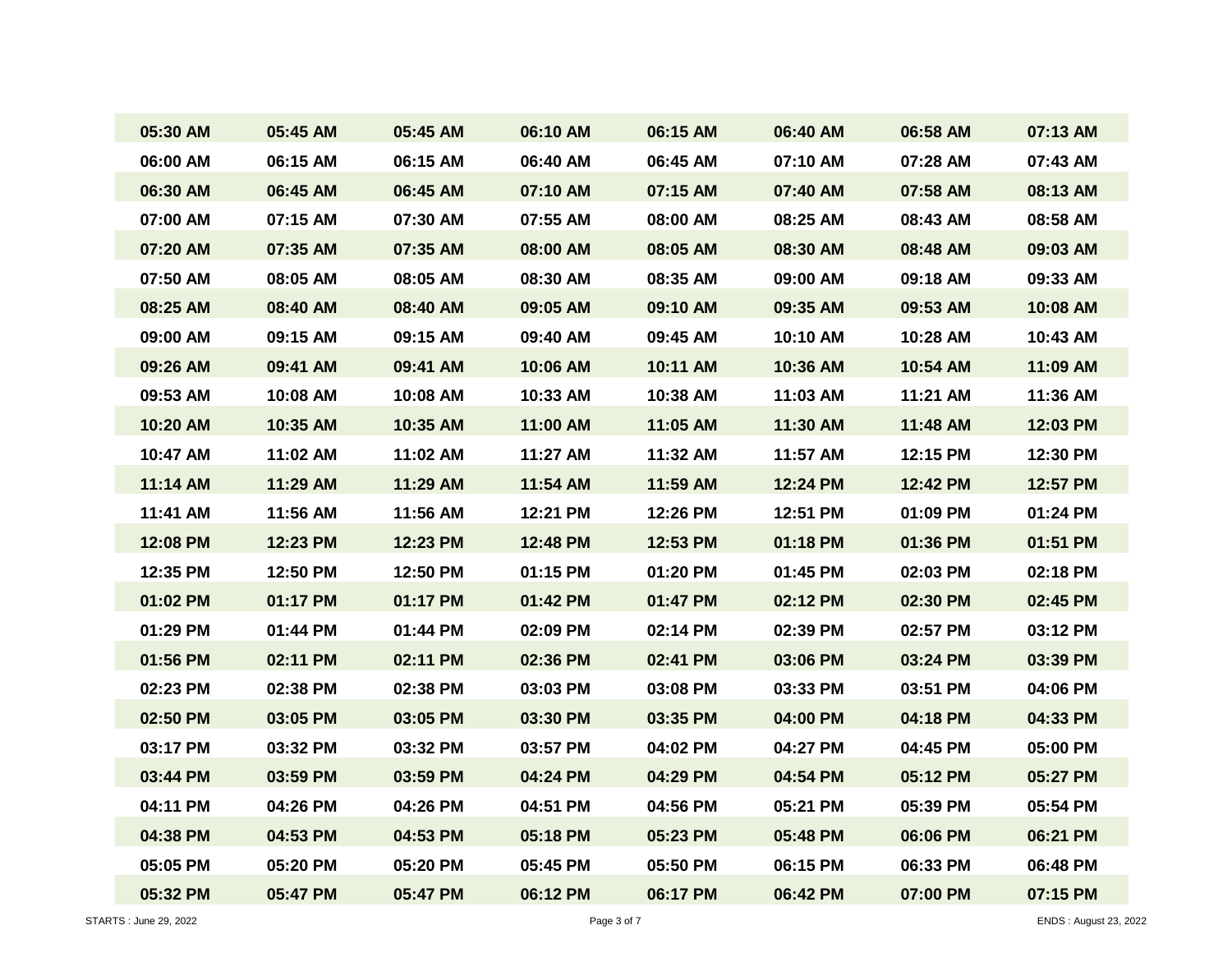| | | | | | | | |
|---|---|---|---|---|---|---|---|
| 05:30 AM | 05:45 AM | 05:45 AM | 06:10 AM | 06:15 AM | 06:40 AM | 06:58 AM | 07:13 AM |
| 06:00 AM | 06:15 AM | 06:15 AM | 06:40 AM | 06:45 AM | 07:10 AM | 07:28 AM | 07:43 AM |
| 06:30 AM | 06:45 AM | 06:45 AM | 07:10 AM | 07:15 AM | 07:40 AM | 07:58 AM | 08:13 AM |
| 07:00 AM | 07:15 AM | 07:30 AM | 07:55 AM | 08:00 AM | 08:25 AM | 08:43 AM | 08:58 AM |
| 07:20 AM | 07:35 AM | 07:35 AM | 08:00 AM | 08:05 AM | 08:30 AM | 08:48 AM | 09:03 AM |
| 07:50 AM | 08:05 AM | 08:05 AM | 08:30 AM | 08:35 AM | 09:00 AM | 09:18 AM | 09:33 AM |
| 08:25 AM | 08:40 AM | 08:40 AM | 09:05 AM | 09:10 AM | 09:35 AM | 09:53 AM | 10:08 AM |
| 09:00 AM | 09:15 AM | 09:15 AM | 09:40 AM | 09:45 AM | 10:10 AM | 10:28 AM | 10:43 AM |
| 09:26 AM | 09:41 AM | 09:41 AM | 10:06 AM | 10:11 AM | 10:36 AM | 10:54 AM | 11:09 AM |
| 09:53 AM | 10:08 AM | 10:08 AM | 10:33 AM | 10:38 AM | 11:03 AM | 11:21 AM | 11:36 AM |
| 10:20 AM | 10:35 AM | 10:35 AM | 11:00 AM | 11:05 AM | 11:30 AM | 11:48 AM | 12:03 PM |
| 10:47 AM | 11:02 AM | 11:02 AM | 11:27 AM | 11:32 AM | 11:57 AM | 12:15 PM | 12:30 PM |
| 11:14 AM | 11:29 AM | 11:29 AM | 11:54 AM | 11:59 AM | 12:24 PM | 12:42 PM | 12:57 PM |
| 11:41 AM | 11:56 AM | 11:56 AM | 12:21 PM | 12:26 PM | 12:51 PM | 01:09 PM | 01:24 PM |
| 12:08 PM | 12:23 PM | 12:23 PM | 12:48 PM | 12:53 PM | 01:18 PM | 01:36 PM | 01:51 PM |
| 12:35 PM | 12:50 PM | 12:50 PM | 01:15 PM | 01:20 PM | 01:45 PM | 02:03 PM | 02:18 PM |
| 01:02 PM | 01:17 PM | 01:17 PM | 01:42 PM | 01:47 PM | 02:12 PM | 02:30 PM | 02:45 PM |
| 01:29 PM | 01:44 PM | 01:44 PM | 02:09 PM | 02:14 PM | 02:39 PM | 02:57 PM | 03:12 PM |
| 01:56 PM | 02:11 PM | 02:11 PM | 02:36 PM | 02:41 PM | 03:06 PM | 03:24 PM | 03:39 PM |
| 02:23 PM | 02:38 PM | 02:38 PM | 03:03 PM | 03:08 PM | 03:33 PM | 03:51 PM | 04:06 PM |
| 02:50 PM | 03:05 PM | 03:05 PM | 03:30 PM | 03:35 PM | 04:00 PM | 04:18 PM | 04:33 PM |
| 03:17 PM | 03:32 PM | 03:32 PM | 03:57 PM | 04:02 PM | 04:27 PM | 04:45 PM | 05:00 PM |
| 03:44 PM | 03:59 PM | 03:59 PM | 04:24 PM | 04:29 PM | 04:54 PM | 05:12 PM | 05:27 PM |
| 04:11 PM | 04:26 PM | 04:26 PM | 04:51 PM | 04:56 PM | 05:21 PM | 05:39 PM | 05:54 PM |
| 04:38 PM | 04:53 PM | 04:53 PM | 05:18 PM | 05:23 PM | 05:48 PM | 06:06 PM | 06:21 PM |
| 05:05 PM | 05:20 PM | 05:20 PM | 05:45 PM | 05:50 PM | 06:15 PM | 06:33 PM | 06:48 PM |
| 05:32 PM | 05:47 PM | 05:47 PM | 06:12 PM | 06:17 PM | 06:42 PM | 07:00 PM | 07:15 PM |

STARTS : June 29, 2022

ENDS : August 23, 2022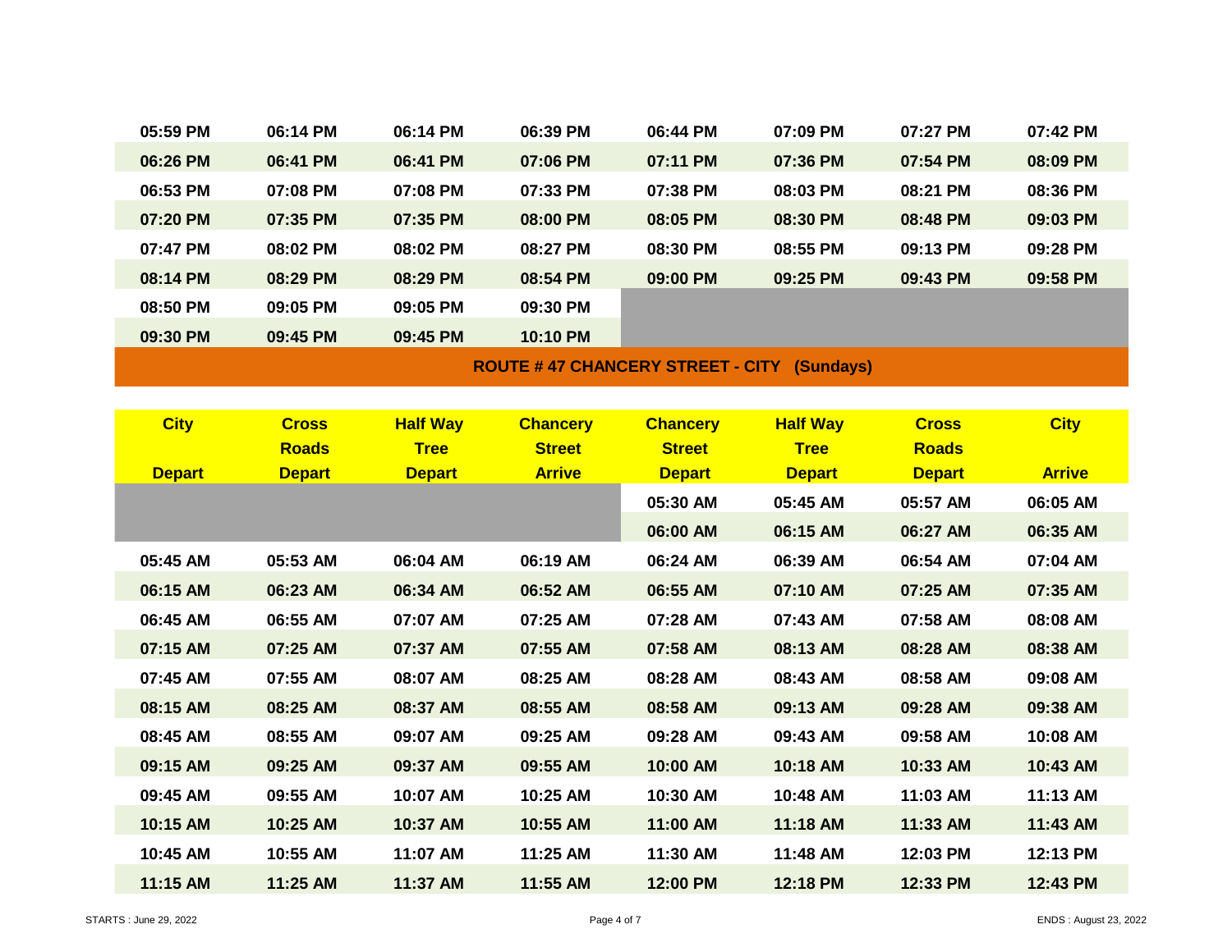| | | | | | | | |
|---|---|---|---|---|---|---|---|
| 05:59 PM | 06:14 PM | 06:14 PM | 06:39 PM | 06:44 PM | 07:09 PM | 07:27 PM | 07:42 PM |
| 06:26 PM | 06:41 PM | 06:41 PM | 07:06 PM | 07:11 PM | 07:36 PM | 07:54 PM | 08:09 PM |
| 06:53 PM | 07:08 PM | 07:08 PM | 07:33 PM | 07:38 PM | 08:03 PM | 08:21 PM | 08:36 PM |
| 07:20 PM | 07:35 PM | 07:35 PM | 08:00 PM | 08:05 PM | 08:30 PM | 08:48 PM | 09:03 PM |
| 07:47 PM | 08:02 PM | 08:02 PM | 08:27 PM | 08:30 PM | 08:55 PM | 09:13 PM | 09:28 PM |
| 08:14 PM | 08:29 PM | 08:29 PM | 08:54 PM | 09:00 PM | 09:25 PM | 09:43 PM | 09:58 PM |
| 08:50 PM | 09:05 PM | 09:05 PM | 09:30 PM | | | | |
| 09:30 PM | 09:45 PM | 09:45 PM | 10:10 PM | | | | |

## ROUTE # 47 CHANCERY STREET - CITY (Sundays)

| City Depart | Cross Roads Depart | Half Way Tree Depart | Chancery Street Arrive | Chancery Street Depart | Half Way Tree Depart | Cross Roads Depart | City Arrive |
|---|---|---|---|---|---|---|---|
| | | | | 05:30 AM | 05:45 AM | 05:57 AM | 06:05 AM |
| | | | | 06:00 AM | 06:15 AM | 06:27 AM | 06:35 AM |
| 05:45 AM | 05:53 AM | 06:04 AM | 06:19 AM | 06:24 AM | 06:39 AM | 06:54 AM | 07:04 AM |
| 06:15 AM | 06:23 AM | 06:34 AM | 06:52 AM | 06:55 AM | 07:10 AM | 07:25 AM | 07:35 AM |
| 06:45 AM | 06:55 AM | 07:07 AM | 07:25 AM | 07:28 AM | 07:43 AM | 07:58 AM | 08:08 AM |
| 07:15 AM | 07:25 AM | 07:37 AM | 07:55 AM | 07:58 AM | 08:13 AM | 08:28 AM | 08:38 AM |
| 07:45 AM | 07:55 AM | 08:07 AM | 08:25 AM | 08:28 AM | 08:43 AM | 08:58 AM | 09:08 AM |
| 08:15 AM | 08:25 AM | 08:37 AM | 08:55 AM | 08:58 AM | 09:13 AM | 09:28 AM | 09:38 AM |
| 08:45 AM | 08:55 AM | 09:07 AM | 09:25 AM | 09:28 AM | 09:43 AM | 09:58 AM | 10:08 AM |
| 09:15 AM | 09:25 AM | 09:37 AM | 09:55 AM | 10:00 AM | 10:18 AM | 10:33 AM | 10:43 AM |
| 09:45 AM | 09:55 AM | 10:07 AM | 10:25 AM | 10:30 AM | 10:48 AM | 11:03 AM | 11:13 AM |
| 10:15 AM | 10:25 AM | 10:37 AM | 10:55 AM | 11:00 AM | 11:18 AM | 11:33 AM | 11:43 AM |
| 10:45 AM | 10:55 AM | 11:07 AM | 11:25 AM | 11:30 AM | 11:48 AM | 12:03 PM | 12:13 PM |
| 11:15 AM | 11:25 AM | 11:37 AM | 11:55 AM | 12:00 PM | 12:18 PM | 12:33 PM | 12:43 PM |

STARTS : June 29, 2022

ENDS : August 23, 2022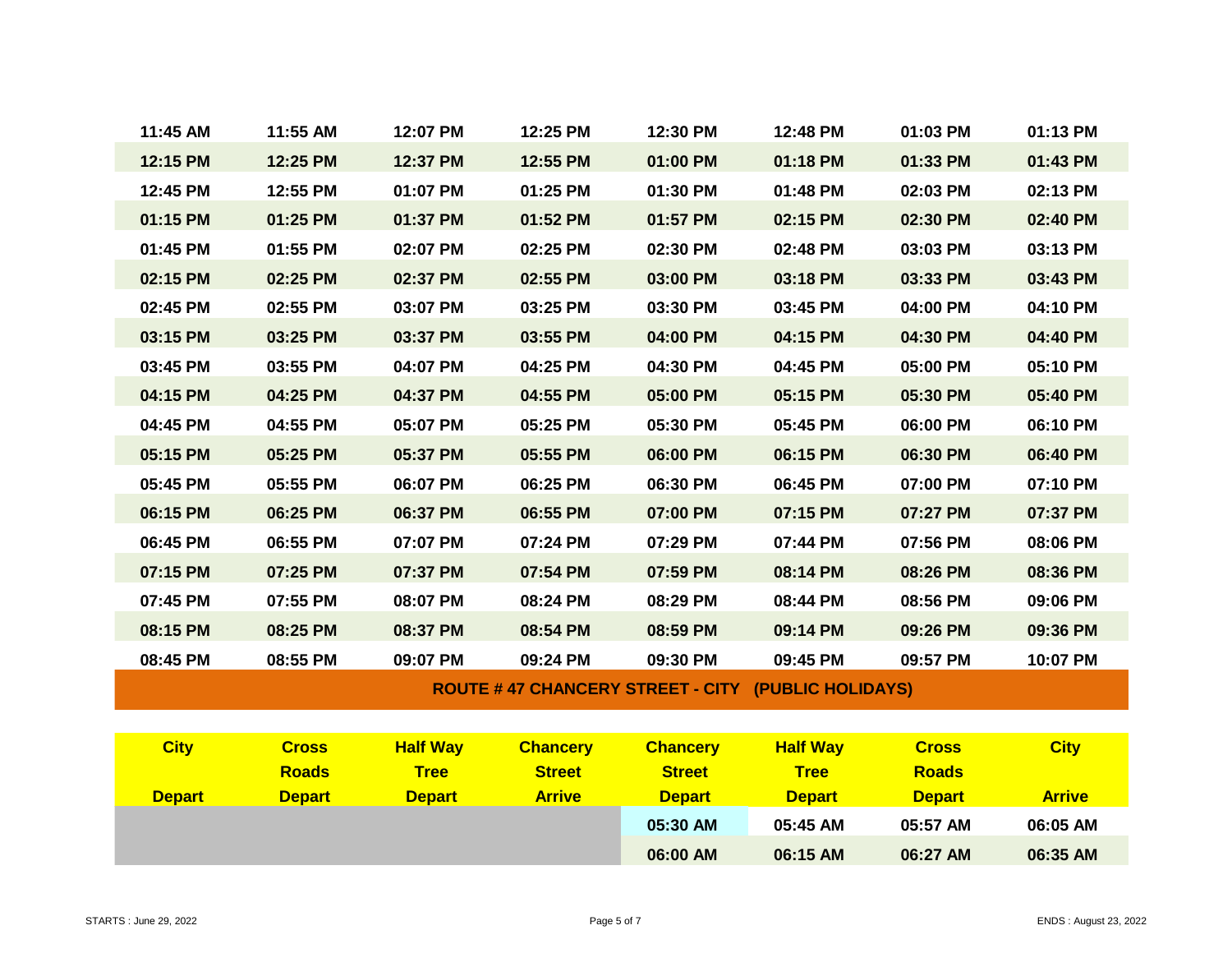| | | | | | | | |
|---|---|---|---|---|---|---|---|
| 11:45 AM | 11:55 AM | 12:07 PM | 12:25 PM | 12:30 PM | 12:48 PM | 01:03 PM | 01:13 PM |
| 12:15 PM | 12:25 PM | 12:37 PM | 12:55 PM | 01:00 PM | 01:18 PM | 01:33 PM | 01:43 PM |
| 12:45 PM | 12:55 PM | 01:07 PM | 01:25 PM | 01:30 PM | 01:48 PM | 02:03 PM | 02:13 PM |
| 01:15 PM | 01:25 PM | 01:37 PM | 01:52 PM | 01:57 PM | 02:15 PM | 02:30 PM | 02:40 PM |
| 01:45 PM | 01:55 PM | 02:07 PM | 02:25 PM | 02:30 PM | 02:48 PM | 03:03 PM | 03:13 PM |
| 02:15 PM | 02:25 PM | 02:37 PM | 02:55 PM | 03:00 PM | 03:18 PM | 03:33 PM | 03:43 PM |
| 02:45 PM | 02:55 PM | 03:07 PM | 03:25 PM | 03:30 PM | 03:45 PM | 04:00 PM | 04:10 PM |
| 03:15 PM | 03:25 PM | 03:37 PM | 03:55 PM | 04:00 PM | 04:15 PM | 04:30 PM | 04:40 PM |
| 03:45 PM | 03:55 PM | 04:07 PM | 04:25 PM | 04:30 PM | 04:45 PM | 05:00 PM | 05:10 PM |
| 04:15 PM | 04:25 PM | 04:37 PM | 04:55 PM | 05:00 PM | 05:15 PM | 05:30 PM | 05:40 PM |
| 04:45 PM | 04:55 PM | 05:07 PM | 05:25 PM | 05:30 PM | 05:45 PM | 06:00 PM | 06:10 PM |
| 05:15 PM | 05:25 PM | 05:37 PM | 05:55 PM | 06:00 PM | 06:15 PM | 06:30 PM | 06:40 PM |
| 05:45 PM | 05:55 PM | 06:07 PM | 06:25 PM | 06:30 PM | 06:45 PM | 07:00 PM | 07:10 PM |
| 06:15 PM | 06:25 PM | 06:37 PM | 06:55 PM | 07:00 PM | 07:15 PM | 07:27 PM | 07:37 PM |
| 06:45 PM | 06:55 PM | 07:07 PM | 07:24 PM | 07:29 PM | 07:44 PM | 07:56 PM | 08:06 PM |
| 07:15 PM | 07:25 PM | 07:37 PM | 07:54 PM | 07:59 PM | 08:14 PM | 08:26 PM | 08:36 PM |
| 07:45 PM | 07:55 PM | 08:07 PM | 08:24 PM | 08:29 PM | 08:44 PM | 08:56 PM | 09:06 PM |
| 08:15 PM | 08:25 PM | 08:37 PM | 08:54 PM | 08:59 PM | 09:14 PM | 09:26 PM | 09:36 PM |
| 08:45 PM | 08:55 PM | 09:07 PM | 09:24 PM | 09:30 PM | 09:45 PM | 09:57 PM | 10:07 PM |

## ROUTE # 47 CHANCERY STREET - CITY (PUBLIC HOLIDAYS)

| City Depart | Cross Roads Depart | Half Way Tree Depart | Chancery Street Arrive | Chancery Street Depart | Half Way Tree Depart | Cross Roads Depart | City Arrive |
|---|---|---|---|---|---|---|---|
| | | | | 05:30 AM | 05:45 AM | 05:57 AM | 06:05 AM |
| | | | | 06:00 AM | 06:15 AM | 06:27 AM | 06:35 AM |

STARTS : June 29, 2022

ENDS : August 23, 2022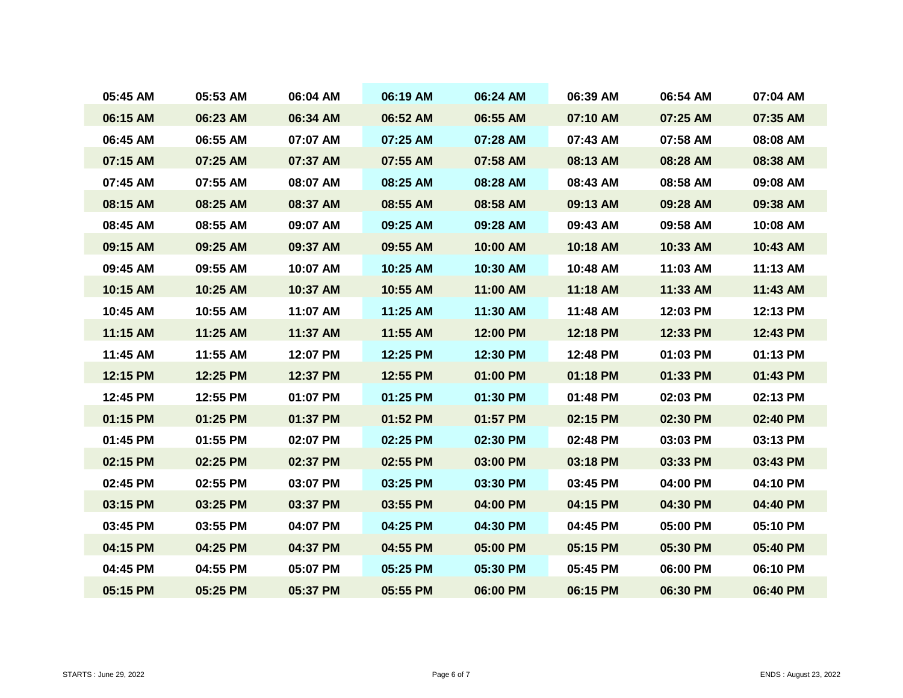| | | | | | | | |
|---|---|---|---|---|---|---|---|
| 05:45 AM | 05:53 AM | 06:04 AM | 06:19 AM | 06:24 AM | 06:39 AM | 06:54 AM | 07:04 AM |
| 06:15 AM | 06:23 AM | 06:34 AM | 06:52 AM | 06:55 AM | 07:10 AM | 07:25 AM | 07:35 AM |
| 06:45 AM | 06:55 AM | 07:07 AM | 07:25 AM | 07:28 AM | 07:43 AM | 07:58 AM | 08:08 AM |
| 07:15 AM | 07:25 AM | 07:37 AM | 07:55 AM | 07:58 AM | 08:13 AM | 08:28 AM | 08:38 AM |
| 07:45 AM | 07:55 AM | 08:07 AM | 08:25 AM | 08:28 AM | 08:43 AM | 08:58 AM | 09:08 AM |
| 08:15 AM | 08:25 AM | 08:37 AM | 08:55 AM | 08:58 AM | 09:13 AM | 09:28 AM | 09:38 AM |
| 08:45 AM | 08:55 AM | 09:07 AM | 09:25 AM | 09:28 AM | 09:43 AM | 09:58 AM | 10:08 AM |
| 09:15 AM | 09:25 AM | 09:37 AM | 09:55 AM | 10:00 AM | 10:18 AM | 10:33 AM | 10:43 AM |
| 09:45 AM | 09:55 AM | 10:07 AM | 10:25 AM | 10:30 AM | 10:48 AM | 11:03 AM | 11:13 AM |
| 10:15 AM | 10:25 AM | 10:37 AM | 10:55 AM | 11:00 AM | 11:18 AM | 11:33 AM | 11:43 AM |
| 10:45 AM | 10:55 AM | 11:07 AM | 11:25 AM | 11:30 AM | 11:48 AM | 12:03 PM | 12:13 PM |
| 11:15 AM | 11:25 AM | 11:37 AM | 11:55 AM | 12:00 PM | 12:18 PM | 12:33 PM | 12:43 PM |
| 11:45 AM | 11:55 AM | 12:07 PM | 12:25 PM | 12:30 PM | 12:48 PM | 01:03 PM | 01:13 PM |
| 12:15 PM | 12:25 PM | 12:37 PM | 12:55 PM | 01:00 PM | 01:18 PM | 01:33 PM | 01:43 PM |
| 12:45 PM | 12:55 PM | 01:07 PM | 01:25 PM | 01:30 PM | 01:48 PM | 02:03 PM | 02:13 PM |
| 01:15 PM | 01:25 PM | 01:37 PM | 01:52 PM | 01:57 PM | 02:15 PM | 02:30 PM | 02:40 PM |
| 01:45 PM | 01:55 PM | 02:07 PM | 02:25 PM | 02:30 PM | 02:48 PM | 03:03 PM | 03:13 PM |
| 02:15 PM | 02:25 PM | 02:37 PM | 02:55 PM | 03:00 PM | 03:18 PM | 03:33 PM | 03:43 PM |
| 02:45 PM | 02:55 PM | 03:07 PM | 03:25 PM | 03:30 PM | 03:45 PM | 04:00 PM | 04:10 PM |
| 03:15 PM | 03:25 PM | 03:37 PM | 03:55 PM | 04:00 PM | 04:15 PM | 04:30 PM | 04:40 PM |
| 03:45 PM | 03:55 PM | 04:07 PM | 04:25 PM | 04:30 PM | 04:45 PM | 05:00 PM | 05:10 PM |
| 04:15 PM | 04:25 PM | 04:37 PM | 04:55 PM | 05:00 PM | 05:15 PM | 05:30 PM | 05:40 PM |
| 04:45 PM | 04:55 PM | 05:07 PM | 05:25 PM | 05:30 PM | 05:45 PM | 06:00 PM | 06:10 PM |
| 05:15 PM | 05:25 PM | 05:37 PM | 05:55 PM | 06:00 PM | 06:15 PM | 06:30 PM | 06:40 PM |

STARTS : June 29, 2022

ENDS : August 23, 2022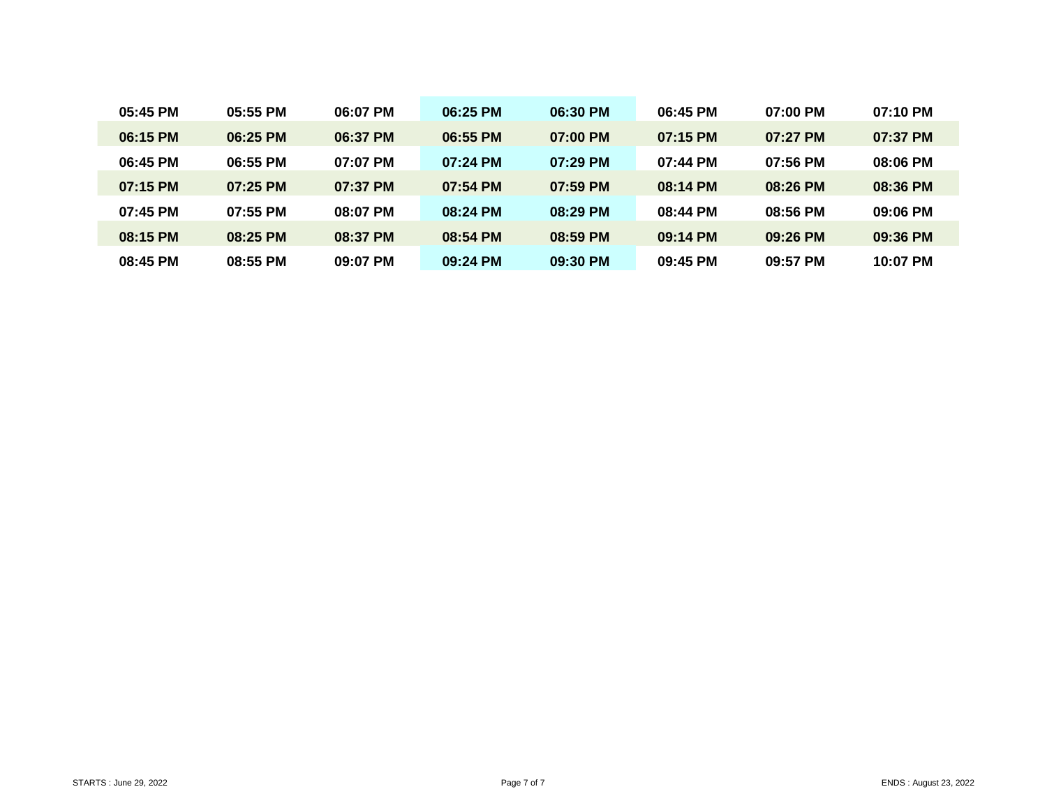| | | | | | | | |
|---|---|---|---|---|---|---|---|
| **05:45 PM** | **05:55 PM** | **06:07 PM** | **06:25 PM** | **06:30 PM** | **06:45 PM** | **07:00 PM** | **07:10 PM** |
| **06:15 PM** | **06:25 PM** | **06:37 PM** | **06:55 PM** | **07:00 PM** | **07:15 PM** | **07:27 PM** | **07:37 PM** |
| **06:45 PM** | **06:55 PM** | **07:07 PM** | **07:24 PM** | **07:29 PM** | **07:44 PM** | **07:56 PM** | **08:06 PM** |
| **07:15 PM** | **07:25 PM** | **07:37 PM** | **07:54 PM** | **07:59 PM** | **08:14 PM** | **08:26 PM** | **08:36 PM** |
| **07:45 PM** | **07:55 PM** | **08:07 PM** | **08:24 PM** | **08:29 PM** | **08:44 PM** | **08:56 PM** | **09:06 PM** |
| **08:15 PM** | **08:25 PM** | **08:37 PM** | **08:54 PM** | **08:59 PM** | **09:14 PM** | **09:26 PM** | **09:36 PM** |
| **08:45 PM** | **08:55 PM** | **09:07 PM** | **09:24 PM** | **09:30 PM** | **09:45 PM** | **09:57 PM** | **10:07 PM** |